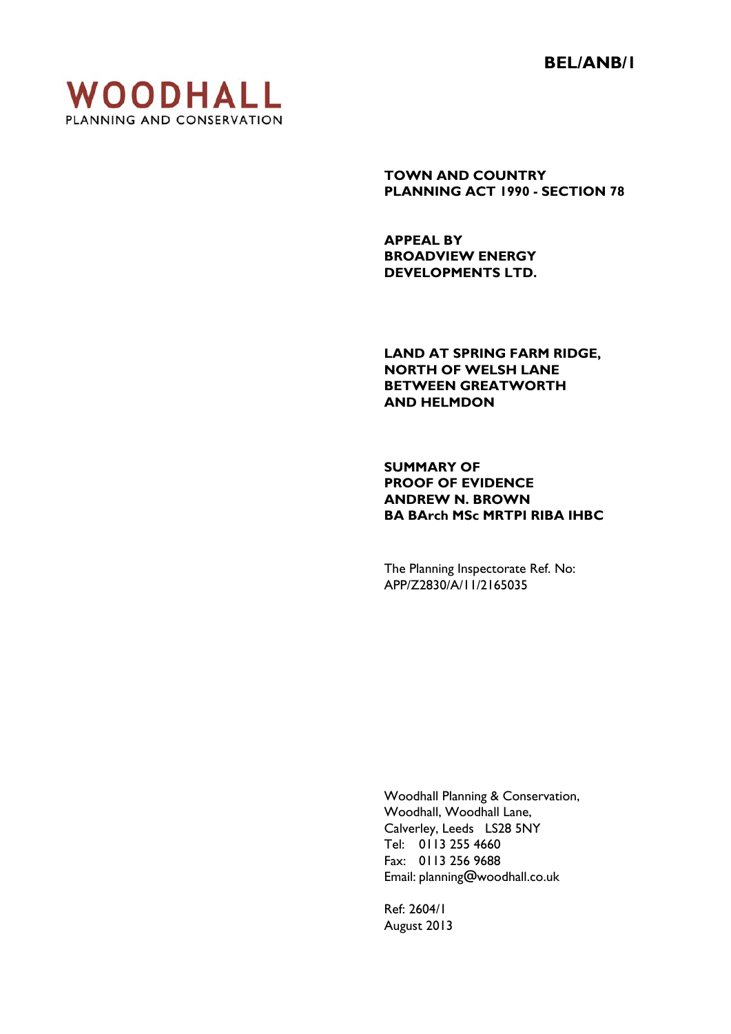**BEL/ANB/1**

**WOODHALL**
PLANNING AND CONSERVATION

**TOWN AND COUNTRY PLANNING ACT 1990 - SECTION 78**

**APPEAL BY BROADVIEW ENERGY DEVELOPMENTS LTD.**

**LAND AT SPRING FARM RIDGE, NORTH OF WELSH LANE BETWEEN GREATWORTH AND HELMDON**

**SUMMARY OF PROOF OF EVIDENCE ANDREW N. BROWN BA BArch MSc MRTPI RIBA IHBC**

The Planning Inspectorate Ref. No:
APP/Z2830/A/11/2165035

Woodhall Planning & Conservation,
Woodhall, Woodhall Lane,
Calverley, Leeds LS28 5NY
Tel: 0113 255 4660
Fax: 0113 256 9688
Email: planning@woodhall.co.uk

Ref: 2604/1
August 2013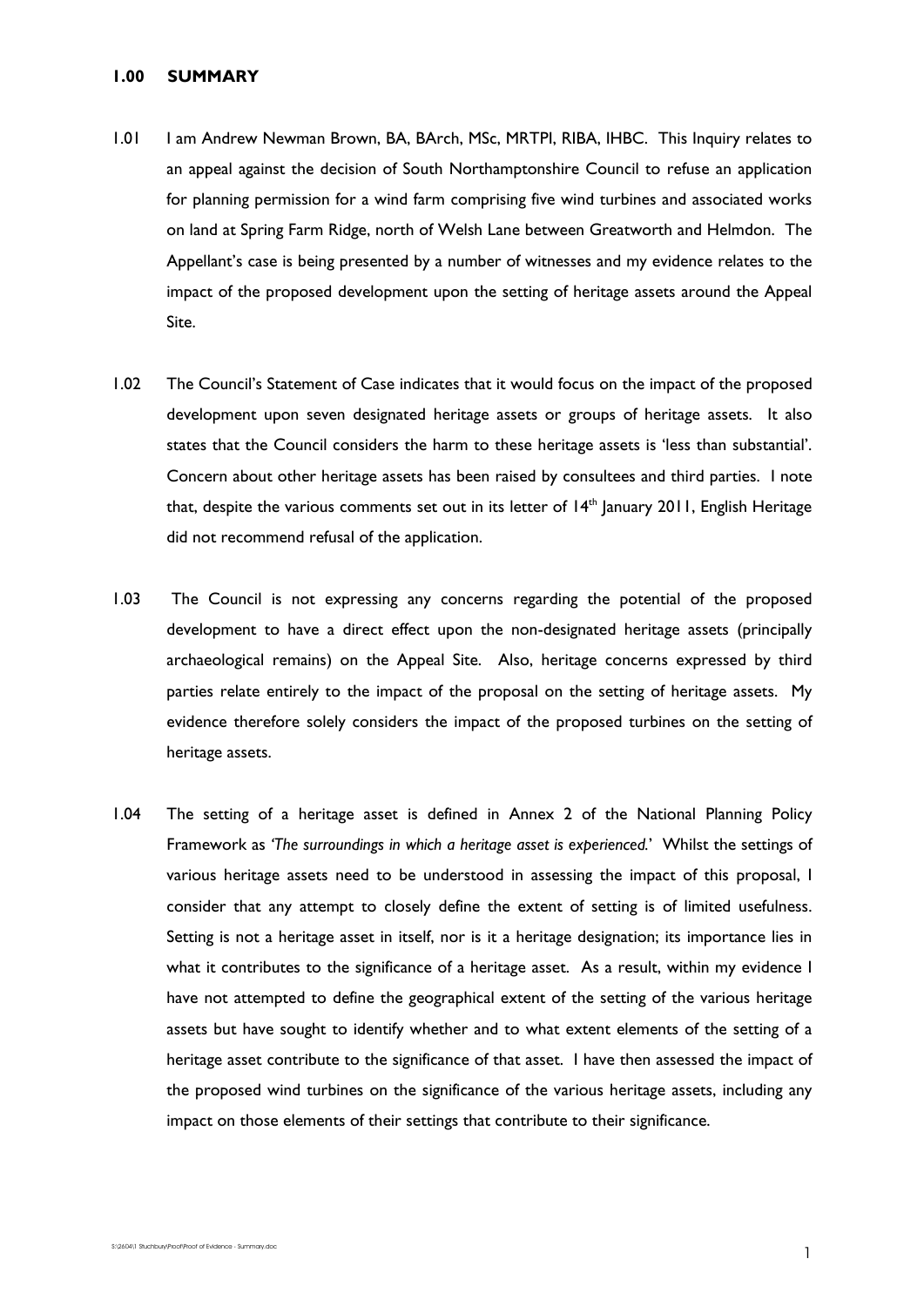## 1.00 SUMMARY

1.01 I am Andrew Newman Brown, BA, BArch, MSc, MRTPI, RIBA, IHBC. This Inquiry relates to an appeal against the decision of South Northamptonshire Council to refuse an application for planning permission for a wind farm comprising five wind turbines and associated works on land at Spring Farm Ridge, north of Welsh Lane between Greatworth and Helmdon. The Appellant's case is being presented by a number of witnesses and my evidence relates to the impact of the proposed development upon the setting of heritage assets around the Appeal Site.

1.02 The Council's Statement of Case indicates that it would focus on the impact of the proposed development upon seven designated heritage assets or groups of heritage assets. It also states that the Council considers the harm to these heritage assets is 'less than substantial'. Concern about other heritage assets has been raised by consultees and third parties. I note that, despite the various comments set out in its letter of 14th January 2011, English Heritage did not recommend refusal of the application.

1.03 The Council is not expressing any concerns regarding the potential of the proposed development to have a direct effect upon the non-designated heritage assets (principally archaeological remains) on the Appeal Site. Also, heritage concerns expressed by third parties relate entirely to the impact of the proposal on the setting of heritage assets. My evidence therefore solely considers the impact of the proposed turbines on the setting of heritage assets.

1.04 The setting of a heritage asset is defined in Annex 2 of the National Planning Policy Framework as *'The surroundings in which a heritage asset is experienced.*' Whilst the settings of various heritage assets need to be understood in assessing the impact of this proposal, I consider that any attempt to closely define the extent of setting is of limited usefulness. Setting is not a heritage asset in itself, nor is it a heritage designation; its importance lies in what it contributes to the significance of a heritage asset. As a result, within my evidence I have not attempted to define the geographical extent of the setting of the various heritage assets but have sought to identify whether and to what extent elements of the setting of a heritage asset contribute to the significance of that asset. I have then assessed the impact of the proposed wind turbines on the significance of the various heritage assets, including any impact on those elements of their settings that contribute to their significance.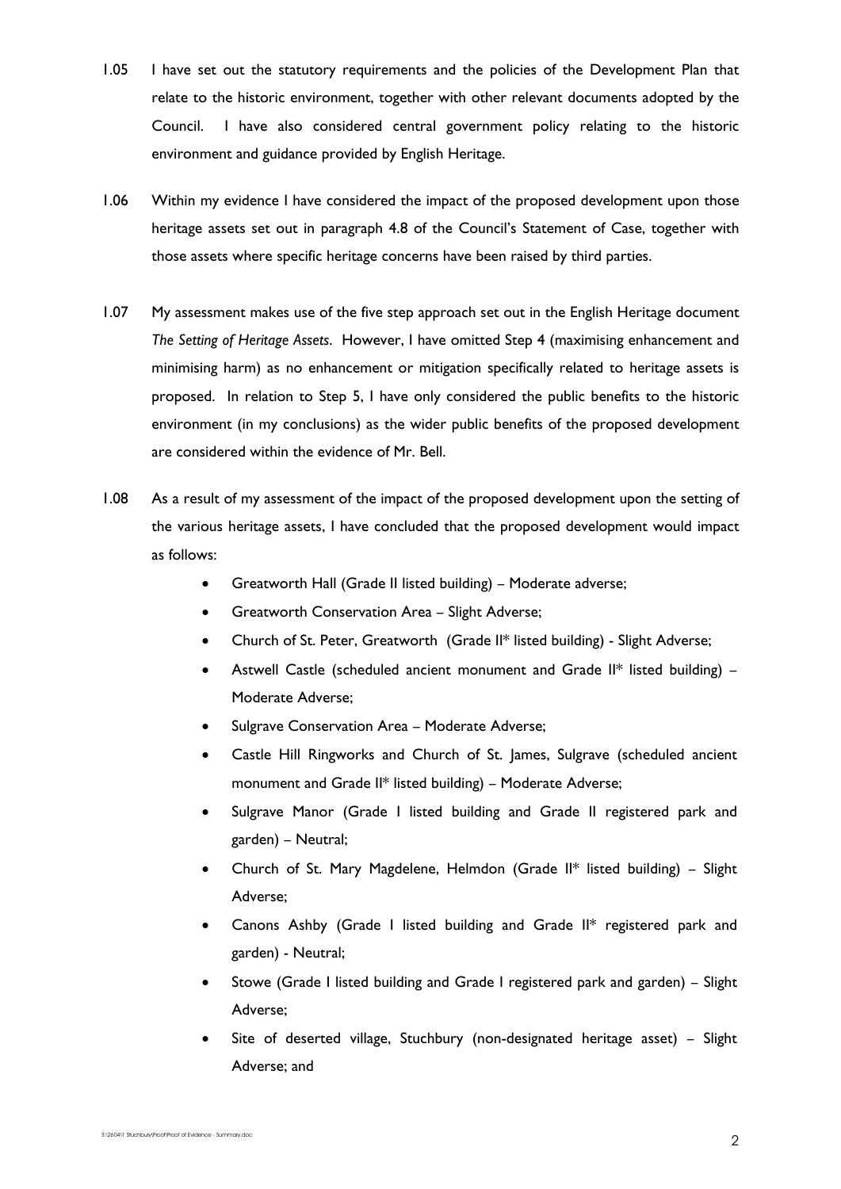1.05 I have set out the statutory requirements and the policies of the Development Plan that relate to the historic environment, together with other relevant documents adopted by the Council. I have also considered central government policy relating to the historic environment and guidance provided by English Heritage.

1.06 Within my evidence I have considered the impact of the proposed development upon those heritage assets set out in paragraph 4.8 of the Council's Statement of Case, together with those assets where specific heritage concerns have been raised by third parties.

1.07 My assessment makes use of the five step approach set out in the English Heritage document *The Setting of Heritage Assets*. However, I have omitted Step 4 (maximising enhancement and minimising harm) as no enhancement or mitigation specifically related to heritage assets is proposed. In relation to Step 5, I have only considered the public benefits to the historic environment (in my conclusions) as the wider public benefits of the proposed development are considered within the evidence of Mr. Bell.

1.08 As a result of my assessment of the impact of the proposed development upon the setting of the various heritage assets, I have concluded that the proposed development would impact as follows:

- Greatworth Hall (Grade II listed building) – Moderate adverse;
- Greatworth Conservation Area – Slight Adverse;
- Church of St. Peter, Greatworth (Grade II* listed building) - Slight Adverse;
- Astwell Castle (scheduled ancient monument and Grade II* listed building) – Moderate Adverse;
- Sulgrave Conservation Area – Moderate Adverse;
- Castle Hill Ringworks and Church of St. James, Sulgrave (scheduled ancient monument and Grade II* listed building) – Moderate Adverse;
- Sulgrave Manor (Grade I listed building and Grade II registered park and garden) – Neutral;
- Church of St. Mary Magdelene, Helmdon (Grade II* listed building) – Slight Adverse;
- Canons Ashby (Grade I listed building and Grade II* registered park and garden) - Neutral;
- Stowe (Grade I listed building and Grade I registered park and garden) – Slight Adverse;
- Site of deserted village, Stuchbury (non-designated heritage asset) – Slight Adverse; and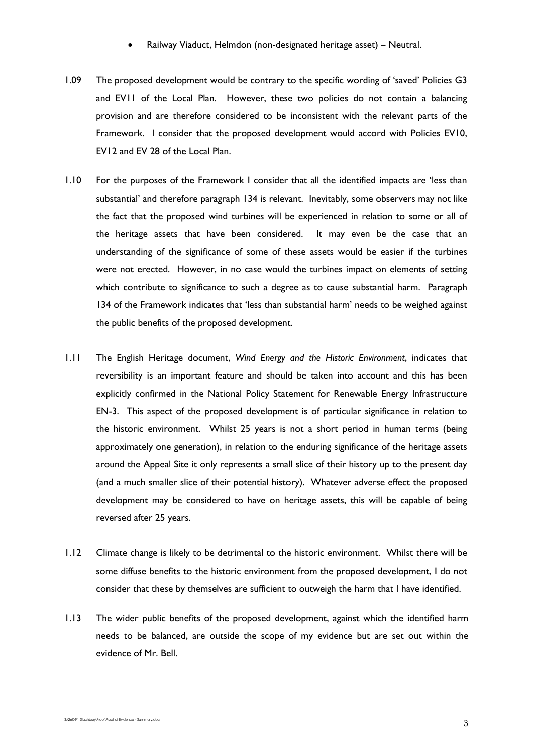- Railway Viaduct, Helmdon (non-designated heritage asset) – Neutral.

1.09 The proposed development would be contrary to the specific wording of 'saved' Policies G3 and EV11 of the Local Plan. However, these two policies do not contain a balancing provision and are therefore considered to be inconsistent with the relevant parts of the Framework. I consider that the proposed development would accord with Policies EV10, EV12 and EV 28 of the Local Plan.

1.10 For the purposes of the Framework I consider that all the identified impacts are 'less than substantial' and therefore paragraph 134 is relevant. Inevitably, some observers may not like the fact that the proposed wind turbines will be experienced in relation to some or all of the heritage assets that have been considered. It may even be the case that an understanding of the significance of some of these assets would be easier if the turbines were not erected. However, in no case would the turbines impact on elements of setting which contribute to significance to such a degree as to cause substantial harm. Paragraph 134 of the Framework indicates that 'less than substantial harm' needs to be weighed against the public benefits of the proposed development.

1.11 The English Heritage document, *Wind Energy and the Historic Environment*, indicates that reversibility is an important feature and should be taken into account and this has been explicitly confirmed in the National Policy Statement for Renewable Energy Infrastructure EN-3. This aspect of the proposed development is of particular significance in relation to the historic environment. Whilst 25 years is not a short period in human terms (being approximately one generation), in relation to the enduring significance of the heritage assets around the Appeal Site it only represents a small slice of their history up to the present day (and a much smaller slice of their potential history). Whatever adverse effect the proposed development may be considered to have on heritage assets, this will be capable of being reversed after 25 years.

1.12 Climate change is likely to be detrimental to the historic environment. Whilst there will be some diffuse benefits to the historic environment from the proposed development, I do not consider that these by themselves are sufficient to outweigh the harm that I have identified.

1.13 The wider public benefits of the proposed development, against which the identified harm needs to be balanced, are outside the scope of my evidence but are set out within the evidence of Mr. Bell.